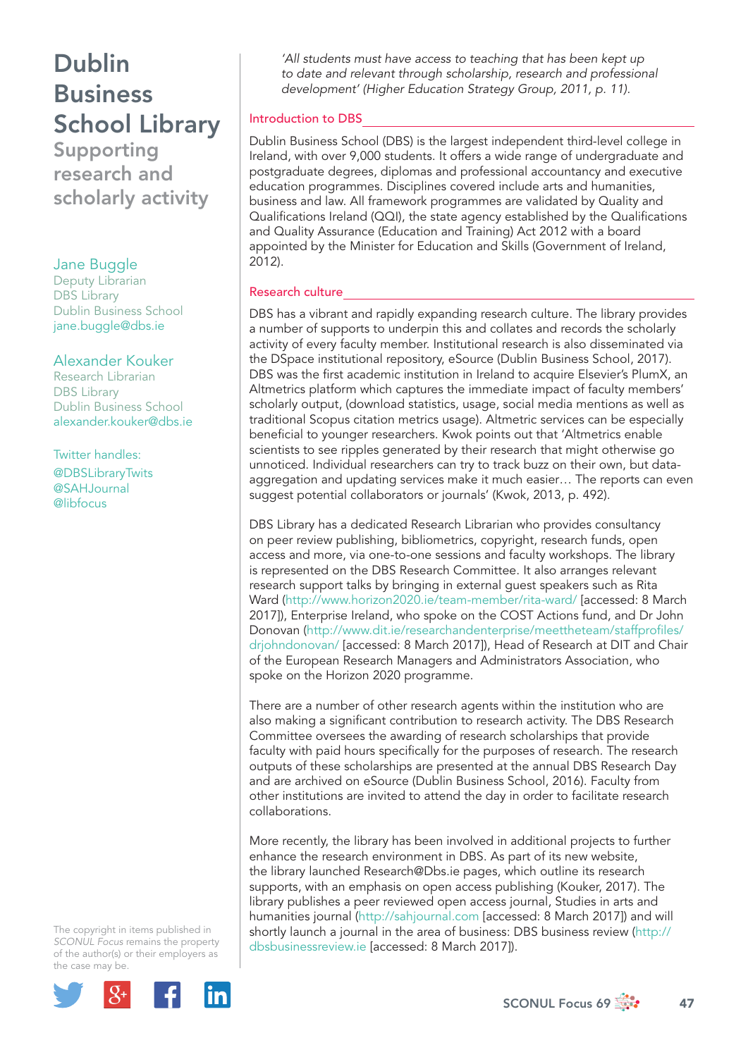# Dublin Business School Library

## Supporting research and scholarly activity

Jane Buggle
Deputy Librarian
DBS Library
Dublin Business School
jane.buggle@dbs.ie

Alexander Kouker
Research Librarian
DBS Library
Dublin Business School
alexander.kouker@dbs.ie

Twitter handles:
@DBSLibraryTwits
@SAHJournal
@libfocus

*'All students must have access to teaching that has been kept up to date and relevant through scholarship, research and professional development' (Higher Education Strategy Group, 2011, p. 11).*

### Introduction to DBS

Dublin Business School (DBS) is the largest independent third-level college in Ireland, with over 9,000 students. It offers a wide range of undergraduate and postgraduate degrees, diplomas and professional accountancy and executive education programmes. Disciplines covered include arts and humanities, business and law. All framework programmes are validated by Quality and Qualifications Ireland (QQI), the state agency established by the Qualifications and Quality Assurance (Education and Training) Act 2012 with a board appointed by the Minister for Education and Skills (Government of Ireland, 2012).

### Research culture

DBS has a vibrant and rapidly expanding research culture. The library provides a number of supports to underpin this and collates and records the scholarly activity of every faculty member. Institutional research is also disseminated via the DSpace institutional repository, eSource (Dublin Business School, 2017). DBS was the first academic institution in Ireland to acquire Elsevier's PlumX, an Altmetrics platform which captures the immediate impact of faculty members' scholarly output, (download statistics, usage, social media mentions as well as traditional Scopus citation metrics usage). Altmetric services can be especially beneficial to younger researchers. Kwok points out that 'Altmetrics enable scientists to see ripples generated by their research that might otherwise go unnoticed. Individual researchers can try to track buzz on their own, but data-aggregation and updating services make it much easier… The reports can even suggest potential collaborators or journals' (Kwok, 2013, p. 492).

DBS Library has a dedicated Research Librarian who provides consultancy on peer review publishing, bibliometrics, copyright, research funds, open access and more, via one-to-one sessions and faculty workshops. The library is represented on the DBS Research Committee. It also arranges relevant research support talks by bringing in external guest speakers such as Rita Ward (http://www.horizon2020.ie/team-member/rita-ward/ [accessed: 8 March 2017]), Enterprise Ireland, who spoke on the COST Actions fund, and Dr John Donovan (http://www.dit.ie/researchandenterprise/meettheteam/staffprofiles/drjohndonovan/ [accessed: 8 March 2017]), Head of Research at DIT and Chair of the European Research Managers and Administrators Association, who spoke on the Horizon 2020 programme.

There are a number of other research agents within the institution who are also making a significant contribution to research activity. The DBS Research Committee oversees the awarding of research scholarships that provide faculty with paid hours specifically for the purposes of research. The research outputs of these scholarships are presented at the annual DBS Research Day and are archived on eSource (Dublin Business School, 2016). Faculty from other institutions are invited to attend the day in order to facilitate research collaborations.

More recently, the library has been involved in additional projects to further enhance the research environment in DBS. As part of its new website, the library launched Research@Dbs.ie pages, which outline its research supports, with an emphasis on open access publishing (Kouker, 2017). The library publishes a peer reviewed open access journal, Studies in arts and humanities journal (http://sahjournal.com [accessed: 8 March 2017]) and will shortly launch a journal in the area of business: DBS business review (http://dbsbusinessreview.ie [accessed: 8 March 2017]).

The copyright in items published in *SCONUL Focus* remains the property of the author(s) or their employers as the case may be.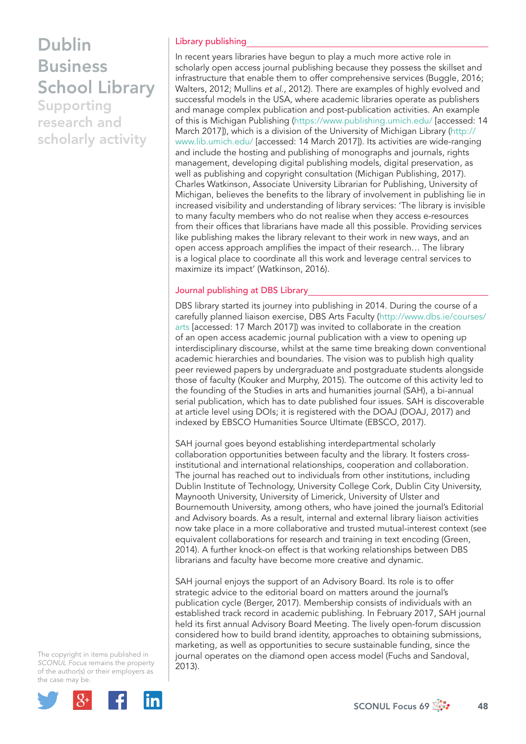## Library publishing

In recent years libraries have begun to play a much more active role in scholarly open access journal publishing because they possess the skillset and infrastructure that enable them to offer comprehensive services (Buggle, 2016; Walters, 2012; Mullins *et al*., 2012). There are examples of highly evolved and successful models in the USA, where academic libraries operate as publishers and manage complex publication and post-publication activities. An example of this is Michigan Publishing (https://www.publishing.umich.edu/ [accessed: 14 March 2017]), which is a division of the University of Michigan Library (http://www.lib.umich.edu/ [accessed: 14 March 2017]). Its activities are wide-ranging and include the hosting and publishing of monographs and journals, rights management, developing digital publishing models, digital preservation, as well as publishing and copyright consultation (Michigan Publishing, 2017). Charles Watkinson, Associate University Librarian for Publishing, University of Michigan, believes the benefits to the library of involvement in publishing lie in increased visibility and understanding of library services: 'The library is invisible to many faculty members who do not realise when they access e-resources from their offices that librarians have made all this possible. Providing services like publishing makes the library relevant to their work in new ways, and an open access approach amplifies the impact of their research… The library is a logical place to coordinate all this work and leverage central services to maximize its impact' (Watkinson, 2016).

## Journal publishing at DBS Library

DBS library started its journey into publishing in 2014. During the course of a carefully planned liaison exercise, DBS Arts Faculty (http://www.dbs.ie/courses/arts [accessed: 17 March 2017]) was invited to collaborate in the creation of an open access academic journal publication with a view to opening up interdisciplinary discourse, whilst at the same time breaking down conventional academic hierarchies and boundaries. The vision was to publish high quality peer reviewed papers by undergraduate and postgraduate students alongside those of faculty (Kouker and Murphy, 2015). The outcome of this activity led to the founding of the Studies in arts and humanities journal (SAH), a bi-annual serial publication, which has to date published four issues. SAH is discoverable at article level using DOIs; it is registered with the DOAJ (DOAJ, 2017) and indexed by EBSCO Humanities Source Ultimate (EBSCO, 2017).

SAH journal goes beyond establishing interdepartmental scholarly collaboration opportunities between faculty and the library. It fosters cross-institutional and international relationships, cooperation and collaboration. The journal has reached out to individuals from other institutions, including Dublin Institute of Technology, University College Cork, Dublin City University, Maynooth University, University of Limerick, University of Ulster and Bournemouth University, among others, who have joined the journal's Editorial and Advisory boards. As a result, internal and external library liaison activities now take place in a more collaborative and trusted mutual-interest context (see equivalent collaborations for research and training in text encoding (Green, 2014). A further knock-on effect is that working relationships between DBS librarians and faculty have become more creative and dynamic.

SAH journal enjoys the support of an Advisory Board. Its role is to offer strategic advice to the editorial board on matters around the journal's publication cycle (Berger, 2017). Membership consists of individuals with an established track record in academic publishing. In February 2017, SAH journal held its first annual Advisory Board Meeting. The lively open-forum discussion considered how to build brand identity, approaches to obtaining submissions, marketing, as well as opportunities to secure sustainable funding, since the journal operates on the diamond open access model (Fuchs and Sandoval, 2013).

The copyright in items published in *SCONUL Focus* remains the property of the author(s) or their employers as the case may be.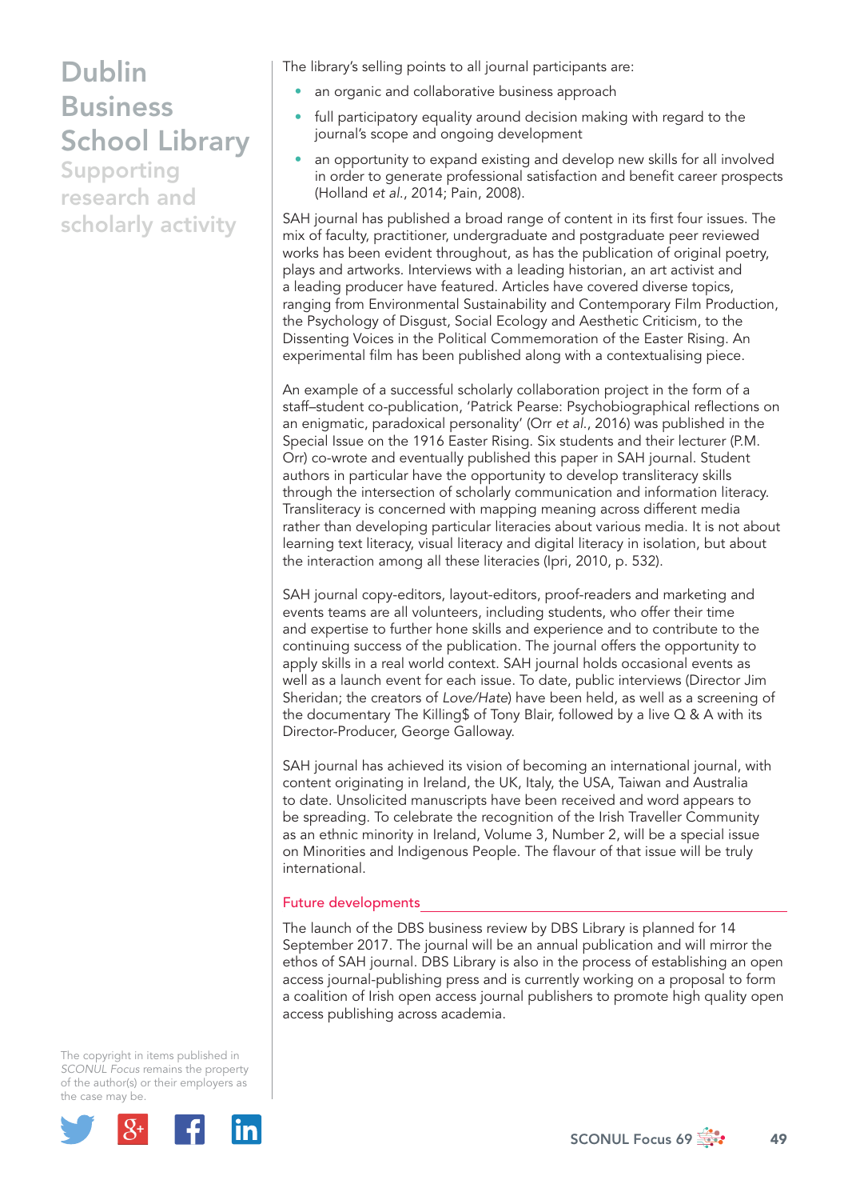The library's selling points to all journal participants are:

- an organic and collaborative business approach
- full participatory equality around decision making with regard to the journal's scope and ongoing development
- an opportunity to expand existing and develop new skills for all involved in order to generate professional satisfaction and benefit career prospects (Holland *et al.*, 2014; Pain, 2008).

SAH journal has published a broad range of content in its first four issues. The mix of faculty, practitioner, undergraduate and postgraduate peer reviewed works has been evident throughout, as has the publication of original poetry, plays and artworks. Interviews with a leading historian, an art activist and a leading producer have featured. Articles have covered diverse topics, ranging from Environmental Sustainability and Contemporary Film Production, the Psychology of Disgust, Social Ecology and Aesthetic Criticism, to the Dissenting Voices in the Political Commemoration of the Easter Rising. An experimental film has been published along with a contextualising piece.

An example of a successful scholarly collaboration project in the form of a staff–student co-publication, 'Patrick Pearse: Psychobiographical reflections on an enigmatic, paradoxical personality' (Orr *et al.*, 2016) was published in the Special Issue on the 1916 Easter Rising. Six students and their lecturer (P.M. Orr) co-wrote and eventually published this paper in SAH journal. Student authors in particular have the opportunity to develop transliteracy skills through the intersection of scholarly communication and information literacy. Transliteracy is concerned with mapping meaning across different media rather than developing particular literacies about various media. It is not about learning text literacy, visual literacy and digital literacy in isolation, but about the interaction among all these literacies (Ipri, 2010, p. 532).

SAH journal copy-editors, layout-editors, proof-readers and marketing and events teams are all volunteers, including students, who offer their time and expertise to further hone skills and experience and to contribute to the continuing success of the publication. The journal offers the opportunity to apply skills in a real world context. SAH journal holds occasional events as well as a launch event for each issue. To date, public interviews (Director Jim Sheridan; the creators of *Love/Hate*) have been held, as well as a screening of the documentary The Killing$ of Tony Blair, followed by a live Q & A with its Director-Producer, George Galloway.

SAH journal has achieved its vision of becoming an international journal, with content originating in Ireland, the UK, Italy, the USA, Taiwan and Australia to date. Unsolicited manuscripts have been received and word appears to be spreading. To celebrate the recognition of the Irish Traveller Community as an ethnic minority in Ireland, Volume 3, Number 2, will be a special issue on Minorities and Indigenous People. The flavour of that issue will be truly international.

## Future developments

The launch of the DBS business review by DBS Library is planned for 14 September 2017. The journal will be an annual publication and will mirror the ethos of SAH journal. DBS Library is also in the process of establishing an open access journal-publishing press and is currently working on a proposal to form a coalition of Irish open access journal publishers to promote high quality open access publishing across academia.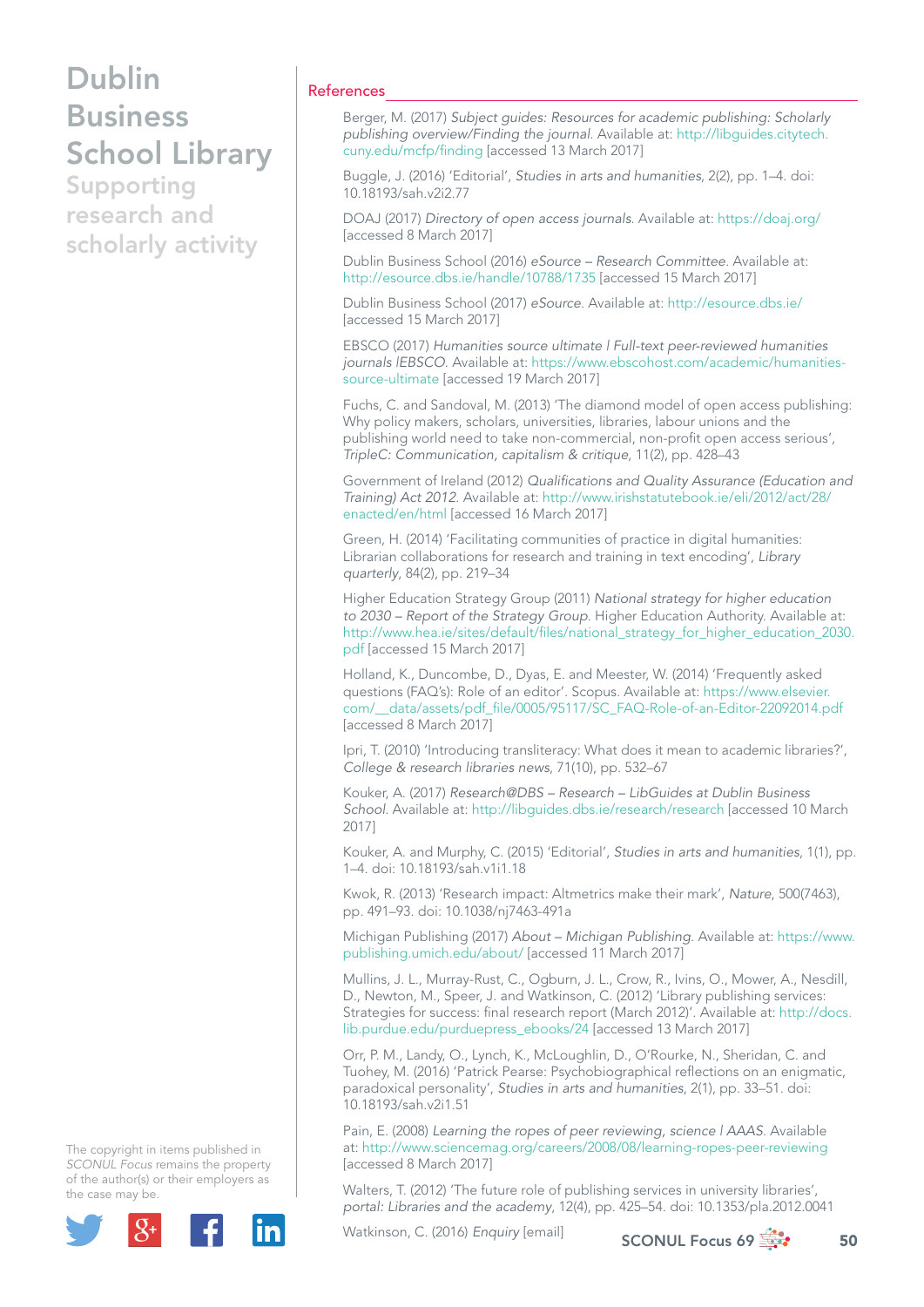## References

Berger, M. (2017) *Subject guides: Resources for academic publishing: Scholarly publishing overview/Finding the journal*. Available at: http://libguides.citytech.cuny.edu/mcfp/finding [accessed 13 March 2017]

Buggle, J. (2016) 'Editorial', *Studies in arts and humanities*, 2(2), pp. 1–4. doi: 10.18193/sah.v2i2.77

DOAJ (2017) *Directory of open access journals*. Available at: https://doaj.org/ [accessed 8 March 2017]

Dublin Business School (2016) *eSource – Research Committee*. Available at: http://esource.dbs.ie/handle/10788/1735 [accessed 15 March 2017]

Dublin Business School (2017) *eSource*. Available at: http://esource.dbs.ie/ [accessed 15 March 2017]

EBSCO (2017) *Humanities source ultimate | Full-text peer-reviewed humanities journals |EBSCO*. Available at: https://www.ebscohost.com/academic/humanities-source-ultimate [accessed 19 March 2017]

Fuchs, C. and Sandoval, M. (2013) 'The diamond model of open access publishing: Why policy makers, scholars, universities, libraries, labour unions and the publishing world need to take non-commercial, non-profit open access serious', *TripleC: Communication, capitalism & critique*, 11(2), pp. 428–43

Government of Ireland (2012) *Qualifications and Quality Assurance (Education and Training) Act 2012*. Available at: http://www.irishstatutebook.ie/eli/2012/act/28/enacted/en/html [accessed 16 March 2017]

Green, H. (2014) 'Facilitating communities of practice in digital humanities: Librarian collaborations for research and training in text encoding', *Library quarterly*, 84(2), pp. 219–34

Higher Education Strategy Group (2011) *National strategy for higher education to 2030 – Report of the Strategy Group*. Higher Education Authority. Available at: http://www.hea.ie/sites/default/files/national_strategy_for_higher_education_2030.pdf [accessed 15 March 2017]

Holland, K., Duncombe, D., Dyas, E. and Meester, W. (2014) 'Frequently asked questions (FAQ's): Role of an editor'. Scopus. Available at: https://www.elsevier.com/__data/assets/pdf_file/0005/95117/SC_FAQ-Role-of-an-Editor-22092014.pdf [accessed 8 March 2017]

Ipri, T. (2010) 'Introducing transliteracy: What does it mean to academic libraries?', *College & research libraries news*, 71(10), pp. 532–67

Kouker, A. (2017) *Research@DBS – Research – LibGuides at Dublin Business School*. Available at: http://libguides.dbs.ie/research/research [accessed 10 March 2017]

Kouker, A. and Murphy, C. (2015) 'Editorial', *Studies in arts and humanities*, 1(1), pp. 1–4. doi: 10.18193/sah.v1i1.18

Kwok, R. (2013) 'Research impact: Altmetrics make their mark', *Nature*, 500(7463), pp. 491–93. doi: 10.1038/nj7463-491a

Michigan Publishing (2017) *About – Michigan Publishing*. Available at: https://www.publishing.umich.edu/about/ [accessed 11 March 2017]

Mullins, J. L., Murray-Rust, C., Ogburn, J. L., Crow, R., Ivins, O., Mower, A., Nesdill, D., Newton, M., Speer, J. and Watkinson, C. (2012) 'Library publishing services: Strategies for success: final research report (March 2012)'. Available at: http://docs.lib.purdue.edu/purduepress_ebooks/24 [accessed 13 March 2017]

Orr, P. M., Landy, O., Lynch, K., McLoughlin, D., O'Rourke, N., Sheridan, C. and Tuohey, M. (2016) 'Patrick Pearse: Psychobiographical reflections on an enigmatic, paradoxical personality', *Studies in arts and humanities*, 2(1), pp. 33–51. doi: 10.18193/sah.v2i1.51

Pain, E. (2008) *Learning the ropes of peer reviewing, science | AAAS*. Available at: http://www.sciencemag.org/careers/2008/08/learning-ropes-peer-reviewing [accessed 8 March 2017]

Walters, T. (2012) 'The future role of publishing services in university libraries', *portal: Libraries and the academy*, 12(4), pp. 425–54. doi: 10.1353/pla.2012.0041

Watkinson, C. (2016) *Enquiry* [email]

The copyright in items published in *SCONUL Focus* remains the property of the author(s) or their employers as the case may be.